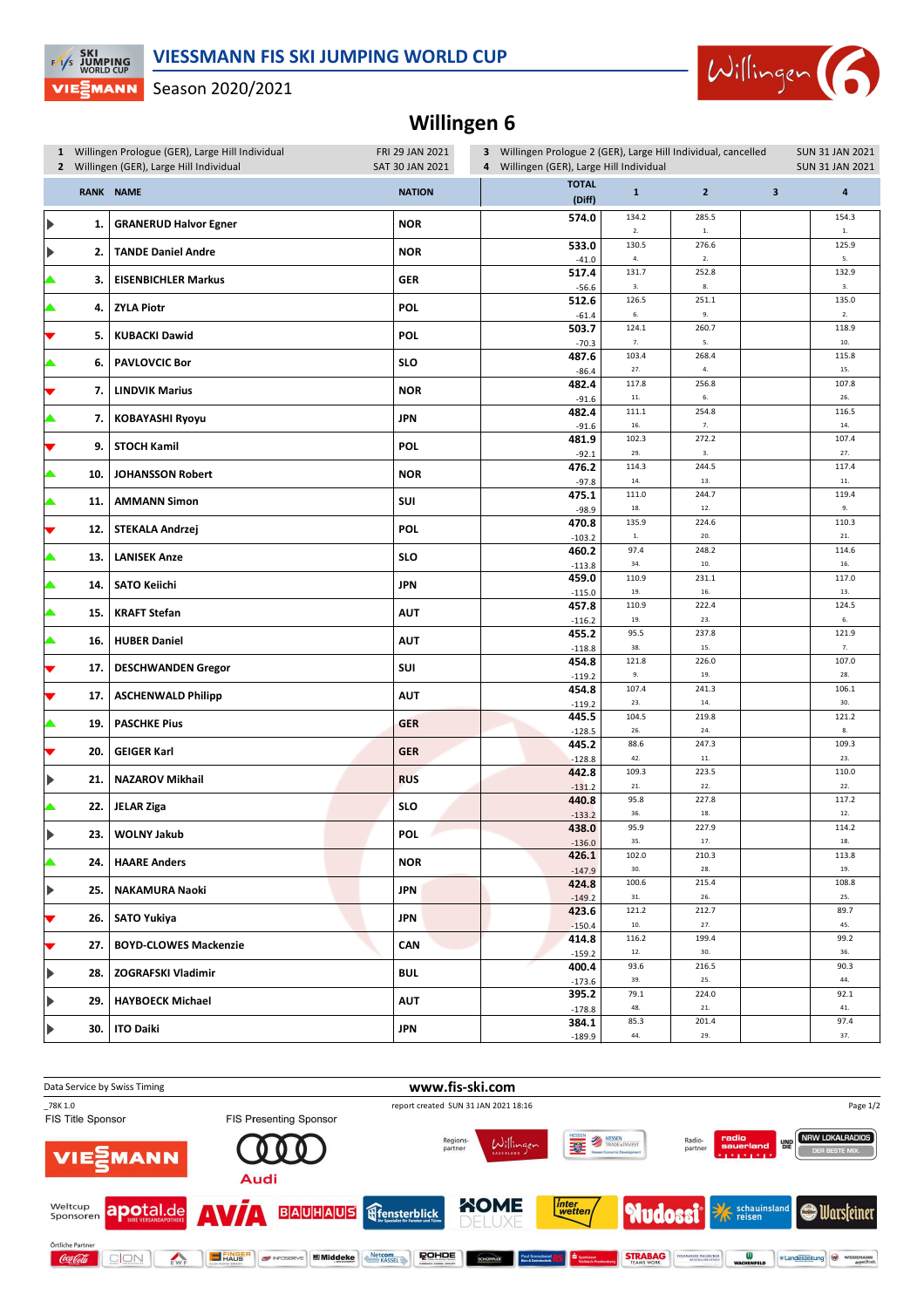# VIESSMANN FIS SKI JUMPING WORLD CUP

Season 2020/2021

## Willingen 6

| | | |
|---|---|---|
| 1 | Willingen Prologue (GER), Large Hill Individual | FRI 29 JAN 2021 |
| 2 | Willingen (GER), Large Hill Individual | SAT 30 JAN 2021 |
| 3 | Willingen Prologue 2 (GER), Large Hill Individual, cancelled | SUN 31 JAN 2021 |
| 4 | Willingen (GER), Large Hill Individual | SUN 31 JAN 2021 |

| RANK | NAME | NATION | TOTAL (Diff) | 1 | 2 | 3 | 4 |
|---|---|---|---|---|---|---|---|
| 1. | GRANERUD Halvor Egner | NOR | 574.0 | 134.2 2. | 285.5 1. | | 154.3 1. |
| 2. | TANDE Daniel Andre | NOR | 533.0 -41.0 | 130.5 4. | 276.6 2. | | 125.9 5. |
| 3. | EISENBICHLER Markus | GER | 517.4 -56.6 | 131.7 3. | 252.8 8. | | 132.9 3. |
| 4. | ZYLA Piotr | POL | 512.6 -61.4 | 126.5 6. | 251.1 9. | | 135.0 2. |
| 5. | KUBACKI Dawid | POL | 503.7 -70.3 | 124.1 7. | 260.7 5. | | 118.9 10. |
| 6. | PAVLOVCIC Bor | SLO | 487.6 -86.4 | 103.4 27. | 268.4 4. | | 115.8 15. |
| 7. | LINDVIK Marius | NOR | 482.4 -91.6 | 117.8 11. | 256.8 6. | | 107.8 26. |
| 7. | KOBAYASHI Ryoyu | JPN | 482.4 -91.6 | 111.1 16. | 254.8 7. | | 116.5 14. |
| 9. | STOCH Kamil | POL | 481.9 -92.1 | 102.3 29. | 272.2 3. | | 107.4 27. |
| 10. | JOHANSSON Robert | NOR | 476.2 -97.8 | 114.3 14. | 244.5 13. | | 117.4 11. |
| 11. | AMMANN Simon | SUI | 475.1 -98.9 | 111.0 18. | 244.7 12. | | 119.4 9. |
| 12. | STEKALA Andrzej | POL | 470.8 -103.2 | 135.9 1. | 224.6 20. | | 110.3 21. |
| 13. | LANISEK Anze | SLO | 460.2 -113.8 | 97.4 34. | 248.2 10. | | 114.6 16. |
| 14. | SATO Keiichi | JPN | 459.0 -115.0 | 110.9 19. | 231.1 16. | | 117.0 13. |
| 15. | KRAFT Stefan | AUT | 457.8 -116.2 | 110.9 19. | 222.4 23. | | 124.5 6. |
| 16. | HUBER Daniel | AUT | 455.2 -118.8 | 95.5 38. | 237.8 15. | | 121.9 7. |
| 17. | DESCHWANDEN Gregor | SUI | 454.8 -119.2 | 121.8 9. | 226.0 19. | | 107.0 28. |
| 17. | ASCHENWALD Philipp | AUT | 454.8 -119.2 | 107.4 23. | 241.3 14. | | 106.1 30. |
| 19. | PASCHKE Pius | GER | 445.5 -128.5 | 104.5 26. | 219.8 24. | | 121.2 8. |
| 20. | GEIGER Karl | GER | 445.2 -128.8 | 88.6 42. | 247.3 11. | | 109.3 23. |
| 21. | NAZAROV Mikhail | RUS | 442.8 -131.2 | 109.3 21. | 223.5 22. | | 110.0 22. |
| 22. | JELAR Ziga | SLO | 440.8 -133.2 | 95.8 36. | 227.8 18. | | 117.2 12. |
| 23. | WOLNY Jakub | POL | 438.0 -136.0 | 95.9 35. | 227.9 17. | | 114.2 18. |
| 24. | HAARE Anders | NOR | 426.1 -147.9 | 102.0 30. | 210.3 28. | | 113.8 19. |
| 25. | NAKAMURA Naoki | JPN | 424.8 -149.2 | 100.6 31. | 215.4 26. | | 108.8 25. |
| 26. | SATO Yukiya | JPN | 423.6 -150.4 | 121.2 10. | 212.7 27. | | 89.7 45. |
| 27. | BOYD-CLOWES Mackenzie | CAN | 414.8 -159.2 | 116.2 12. | 199.4 30. | | 99.2 36. |
| 28. | ZOGRAFSKI Vladimir | BUL | 400.4 -173.6 | 93.6 39. | 216.5 25. | | 90.3 44. |
| 29. | HAYBOECK Michael | AUT | 395.2 -178.8 | 79.1 48. | 224.0 21. | | 92.1 41. |
| 30. | ITO Daiki | JPN | 384.1 -189.9 | 85.3 44. | 201.4 29. | | 97.4 37. |

Data Service by Swiss Timing

www.fis-ski.com

_78K 1.0

report created SUN 31 JAN 2021 18:16

FIS Title Sponsor: VIESSMANN

FIS Presenting Sponsor: Audi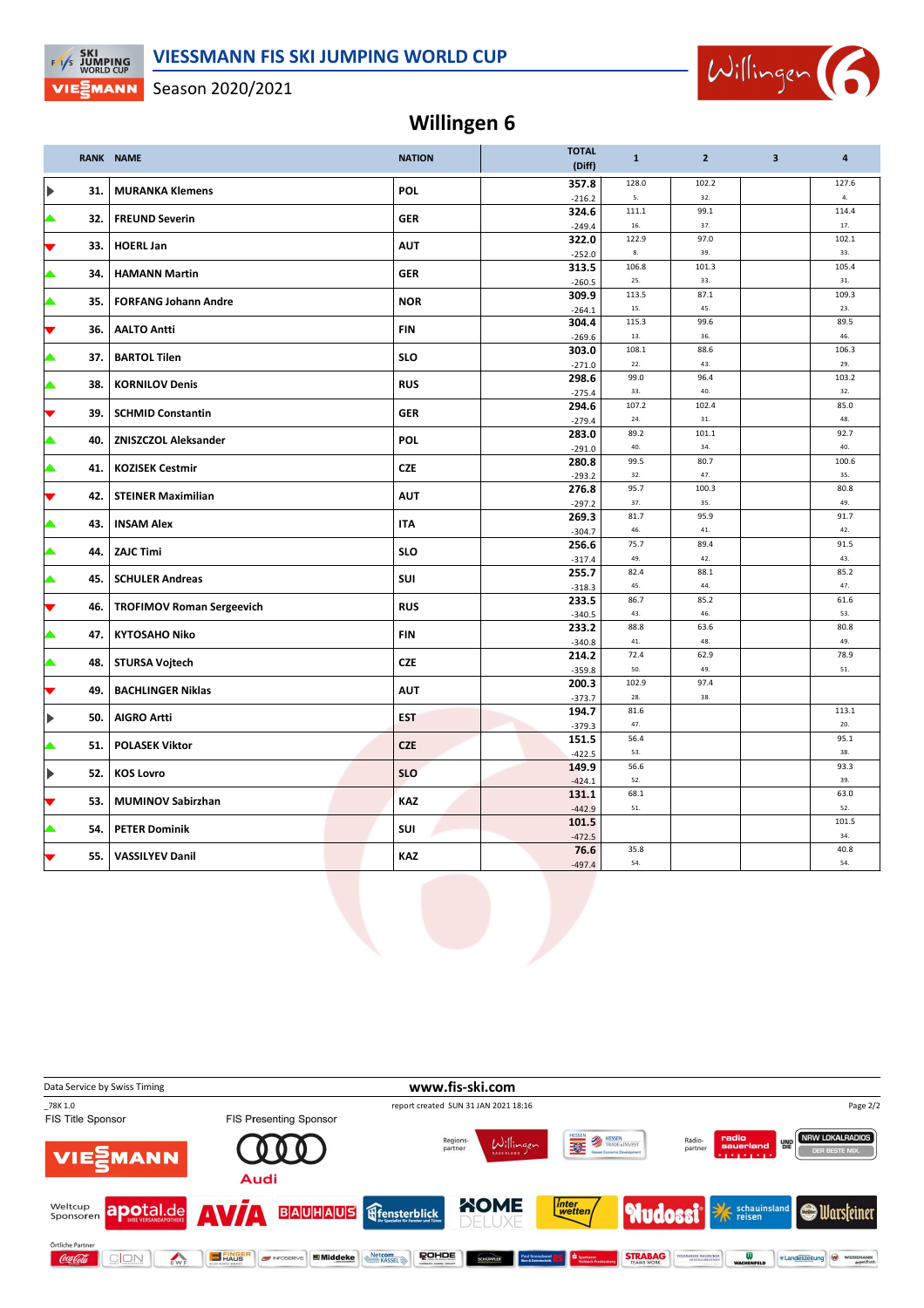# VIESSMANN FIS SKI JUMPING WORLD CUP

Season 2020/2021

## Willingen 6

| | RANK | NAME | NATION | TOTAL (Diff) | 1 | 2 | 3 | 4 |
|---|---|---|---|---|---|---|---|---|
| ▶ | 31. | MURANKA Klemens | POL | 357.8 -216.2 | 128.0 5. | 102.2 32. | | 127.6 4. |
| ▲ | 32. | FREUND Severin | GER | 324.6 -249.4 | 111.1 16. | 99.1 37. | | 114.4 17. |
| ▼ | 33. | HOERL Jan | AUT | 322.0 -252.0 | 122.9 8. | 97.0 39. | | 102.1 33. |
| ▲ | 34. | HAMANN Martin | GER | 313.5 -260.5 | 106.8 25. | 101.3 33. | | 105.4 31. |
| ▲ | 35. | FORFANG Johann Andre | NOR | 309.9 -264.1 | 113.5 15. | 87.1 45. | | 109.3 23. |
| ▼ | 36. | AALTO Antti | FIN | 304.4 -269.6 | 115.3 13. | 99.6 36. | | 89.5 46. |
| ▲ | 37. | BARTOL Tilen | SLO | 303.0 -271.0 | 108.1 22. | 88.6 43. | | 106.3 29. |
| ▲ | 38. | KORNILOV Denis | RUS | 298.6 -275.4 | 99.0 33. | 96.4 40. | | 103.2 32. |
| ▼ | 39. | SCHMID Constantin | GER | 294.6 -279.4 | 107.2 24. | 102.4 31. | | 85.0 48. |
| ▲ | 40. | ZNISZCZOL Aleksander | POL | 283.0 -291.0 | 89.2 40. | 101.1 34. | | 92.7 40. |
| ▲ | 41. | KOZISEK Cestmir | CZE | 280.8 -293.2 | 99.5 32. | 80.7 47. | | 100.6 35. |
| ▼ | 42. | STEINER Maximilian | AUT | 276.8 -297.2 | 95.7 37. | 100.3 35. | | 80.8 49. |
| ▲ | 43. | INSAM Alex | ITA | 269.3 -304.7 | 81.7 46. | 95.9 41. | | 91.7 42. |
| ▲ | 44. | ZAJC Timi | SLO | 256.6 -317.4 | 75.7 49. | 89.4 42. | | 91.5 43. |
| ▲ | 45. | SCHULER Andreas | SUI | 255.7 -318.3 | 82.4 45. | 88.1 44. | | 85.2 47. |
| ▼ | 46. | TROFIMOV Roman Sergeevich | RUS | 233.5 -340.5 | 86.7 43. | 85.2 46. | | 61.6 53. |
| ▲ | 47. | KYTOSAHO Niko | FIN | 233.2 -340.8 | 88.8 41. | 63.6 48. | | 80.8 49. |
| ▲ | 48. | STURSA Vojtech | CZE | 214.2 -359.8 | 72.4 50. | 62.9 49. | | 78.9 51. |
| ▼ | 49. | BACHLINGER Niklas | AUT | 200.3 -373.7 | 102.9 28. | 97.4 38. | | |
| ▶ | 50. | AIGRO Artti | EST | 194.7 -379.3 | 81.6 47. | | | 113.1 20. |
| ▲ | 51. | POLASEK Viktor | CZE | 151.5 -422.5 | 56.4 53. | | | 95.1 38. |
| ▶ | 52. | KOS Lovro | SLO | 149.9 -424.1 | 56.6 52. | | | 93.3 39. |
| ▼ | 53. | MUMINOV Sabirzhan | KAZ | 131.1 -442.9 | 68.1 51. | | | 63.0 52. |
| ▲ | 54. | PETER Dominik | SUI | 101.5 -472.5 | | | | 101.5 34. |
| ▼ | 55. | VASSILYEV Danil | KAZ | 76.6 -497.4 | 35.8 54. | | | 40.8 54. |

Data Service by Swiss Timing

www.fis-ski.com

_78K 1.0

report created SUN 31 JAN 2021 18:16

FIS Title Sponsor

FIS Presenting Sponsor